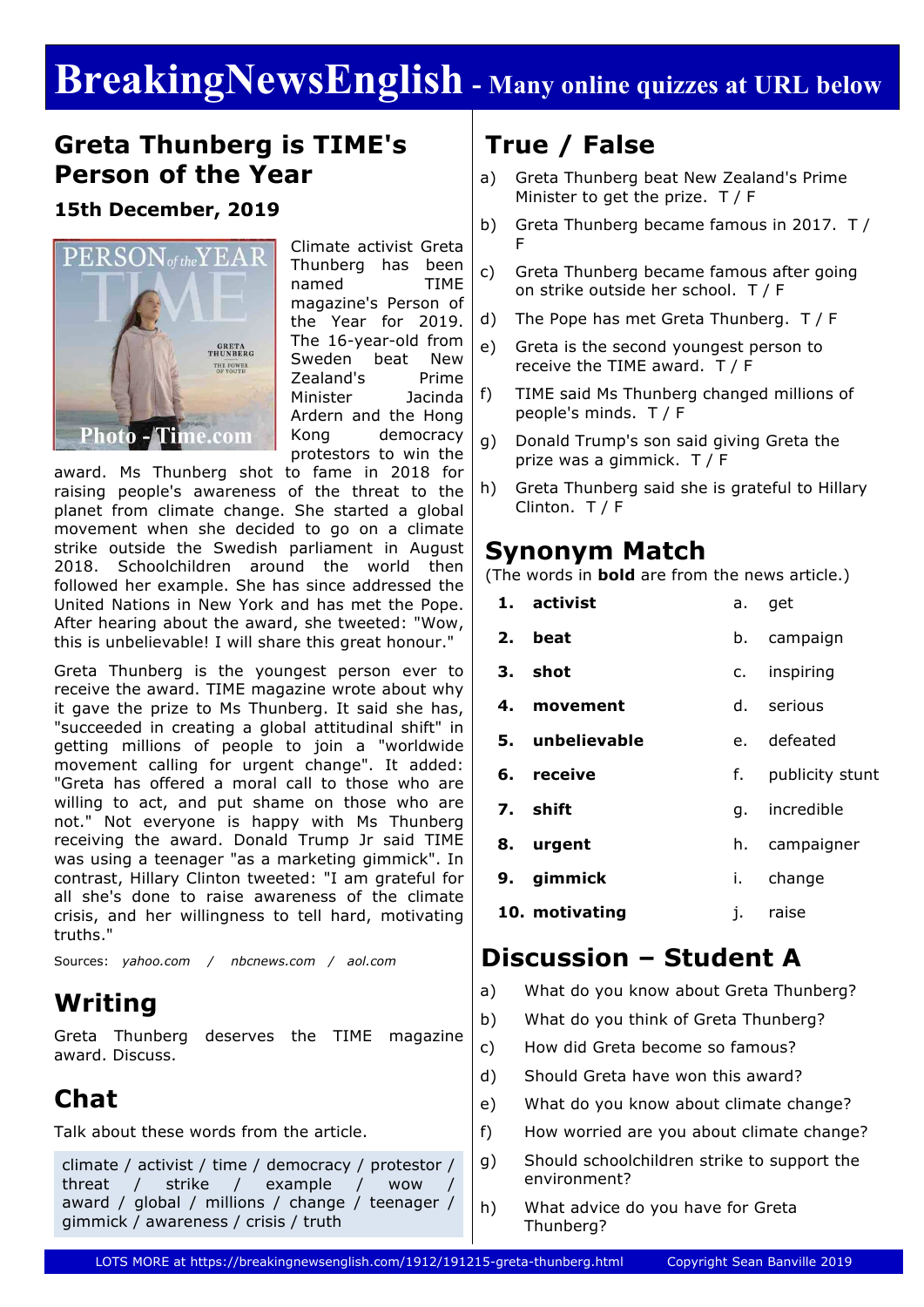# BreakingNewsEnglish - Many online quizzes at URL below

## Greta Thunberg is TIME's Person of the Year

**15th December, 2019**

Climate activist Greta Thunberg has been named TIME magazine's Person of the Year for 2019. The 16-year-old from Sweden beat New Zealand's Prime Minister Jacinda Ardern and the Hong Kong democracy protestors to win the award. Ms Thunberg shot to fame in 2018 for raising people's awareness of the threat to the planet from climate change. She started a global movement when she decided to go on a climate strike outside the Swedish parliament in August 2018. Schoolchildren around the world then followed her example. She has since addressed the United Nations in New York and has met the Pope. After hearing about the award, she tweeted: "Wow, this is unbelievable! I will share this great honour."

Greta Thunberg is the youngest person ever to receive the award. TIME magazine wrote about why it gave the prize to Ms Thunberg. It said she has, "succeeded in creating a global attitudinal shift" in getting millions of people to join a "worldwide movement calling for urgent change". It added: "Greta has offered a moral call to those who are willing to act, and put shame on those who are not." Not everyone is happy with Ms Thunberg receiving the award. Donald Trump Jr said TIME was using a teenager "as a marketing gimmick". In contrast, Hillary Clinton tweeted: "I am grateful for all she's done to raise awareness of the climate crisis, and her willingness to tell hard, motivating truths."

Sources: *yahoo.com / nbcnews.com / aol.com*

## Writing

Greta Thunberg deserves the TIME magazine award. Discuss.

## Chat

Talk about these words from the article.

climate / activist / time / democracy / protestor / threat / strike / example / wow / award / global / millions / change / teenager / gimmick / awareness / crisis / truth

## True / False

a) Greta Thunberg beat New Zealand's Prime Minister to get the prize. T / F

b) Greta Thunberg became famous in 2017. T / F

c) Greta Thunberg became famous after going on strike outside her school. T / F

d) The Pope has met Greta Thunberg. T / F

e) Greta is the second youngest person to receive the TIME award. T / F

f) TIME said Ms Thunberg changed millions of people's minds. T / F

g) Donald Trump's son said giving Greta the prize was a gimmick. T / F

h) Greta Thunberg said she is grateful to Hillary Clinton. T / F

## Synonym Match

(The words in **bold** are from the news article.)

| | | | |
|---|---|---|---|
| 1. | **activist** | a. | get |
| 2. | **beat** | b. | campaign |
| 3. | **shot** | c. | inspiring |
| 4. | **movement** | d. | serious |
| 5. | **unbelievable** | e. | defeated |
| 6. | **receive** | f. | publicity stunt |
| 7. | **shift** | g. | incredible |
| 8. | **urgent** | h. | campaigner |
| 9. | **gimmick** | i. | change |
| 10. | **motivating** | j. | raise |

## Discussion – Student A

a) What do you know about Greta Thunberg?

b) What do you think of Greta Thunberg?

c) How did Greta become so famous?

d) Should Greta have won this award?

e) What do you know about climate change?

f) How worried are you about climate change?

g) Should schoolchildren strike to support the environment?

h) What advice do you have for Greta Thunberg?

LOTS MORE at https://breakingnewsenglish.com/1912/191215-greta-thunberg.html Copyright Sean Banville 2019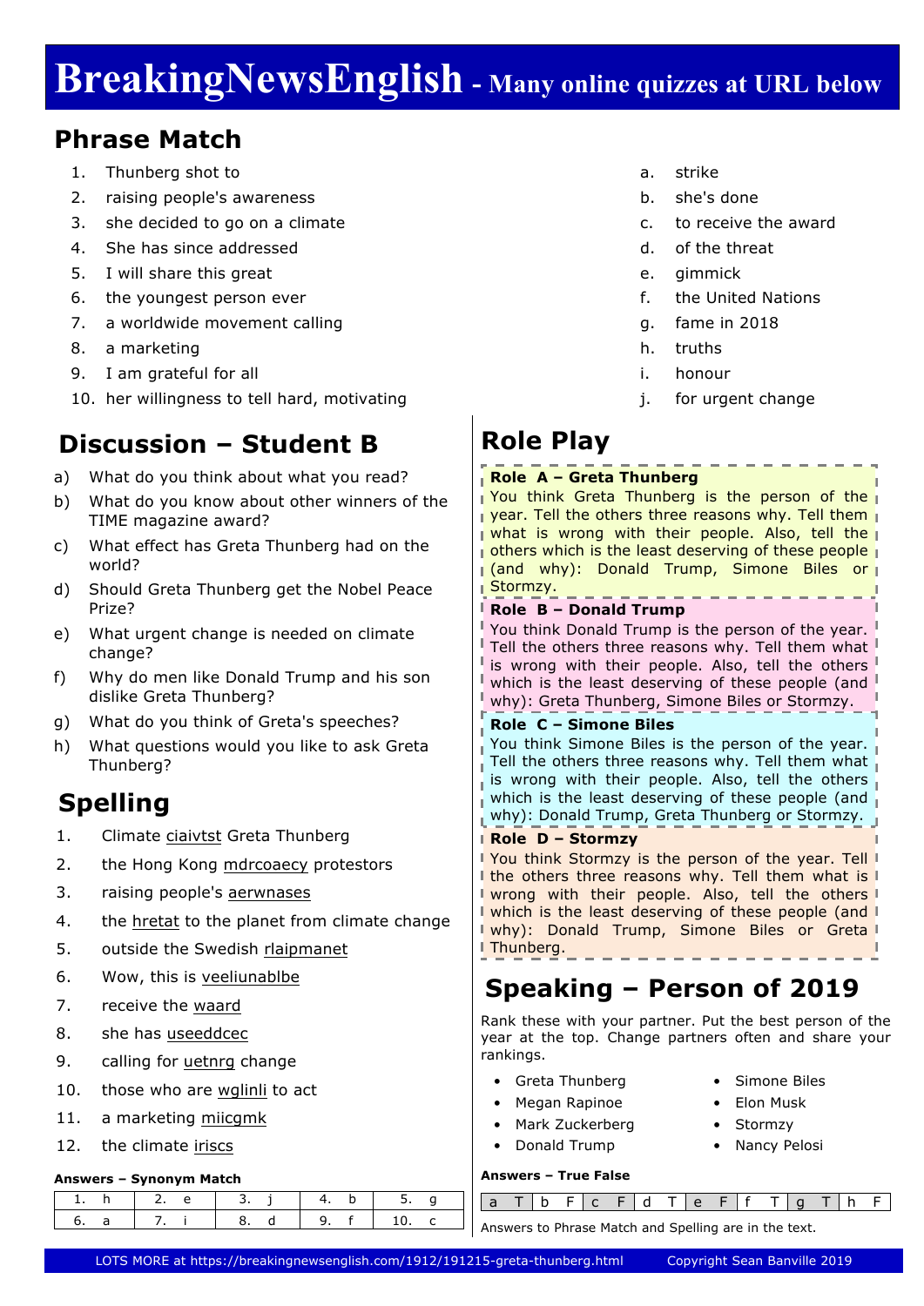# BreakingNewsEnglish - Many online quizzes at URL below

## Phrase Match

1. Thunberg shot to
2. raising people's awareness
3. she decided to go on a climate
4. She has since addressed
5. I will share this great
6. the youngest person ever
7. a worldwide movement calling
8. a marketing
9. I am grateful for all
10. her willingness to tell hard, motivating

a. strike
b. she's done
c. to receive the award
d. of the threat
e. gimmick
f. the United Nations
g. fame in 2018
h. truths
i. honour
j. for urgent change

## Discussion – Student B

a) What do you think about what you read?
b) What do you know about other winners of the TIME magazine award?
c) What effect has Greta Thunberg had on the world?
d) Should Greta Thunberg get the Nobel Peace Prize?
e) What urgent change is needed on climate change?
f) Why do men like Donald Trump and his son dislike Greta Thunberg?
g) What do you think of Greta's speeches?
h) What questions would you like to ask Greta Thunberg?

## Spelling

1. Climate ciaivtst Greta Thunberg
2. the Hong Kong mdrcoaecy protestors
3. raising people's aerwnases
4. the hretat to the planet from climate change
5. outside the Swedish rlaipmanet
6. Wow, this is veeliunablbe
7. receive the waard
8. she has useeddcec
9. calling for uetnrg change
10. those who are wglinli to act
11. a marketing miicgmk
12. the climate iriscs

**Answers – Synonym Match**

| | | | | |
|---|---|---|---|---|
| 1. h | 2. e | 3. j | 4. b | 5. g |
| 6. a | 7. i | 8. d | 9. f | 10. c |

## Role Play

**Role A – Greta Thunberg**
You think Greta Thunberg is the person of the year. Tell the others three reasons why. Tell them what is wrong with their people. Also, tell the others which is the least deserving of these people (and why): Donald Trump, Simone Biles or Stormzy.

**Role B – Donald Trump**
You think Donald Trump is the person of the year. Tell the others three reasons why. Tell them what is wrong with their people. Also, tell the others which is the least deserving of these people (and why): Greta Thunberg, Simone Biles or Stormzy.

**Role C – Simone Biles**
You think Simone Biles is the person of the year. Tell the others three reasons why. Tell them what is wrong with their people. Also, tell the others which is the least deserving of these people (and why): Donald Trump, Greta Thunberg or Stormzy.

**Role D – Stormzy**
You think Stormzy is the person of the year. Tell the others three reasons why. Tell them what is wrong with their people. Also, tell the others which is the least deserving of these people (and why): Donald Trump, Simone Biles or Greta Thunberg.

## Speaking – Person of 2019

Rank these with your partner. Put the best person of the year at the top. Change partners often and share your rankings.

- Greta Thunberg
- Megan Rapinoe
- Mark Zuckerberg
- Donald Trump
- Simone Biles
- Elon Musk
- Stormzy
- Nancy Pelosi

**Answers – True False**

| | | | | | | | | | | | | | | | |
|---|---|---|---|---|---|---|---|---|---|---|---|---|---|---|---|
| a | T | b | F | c | F | d | T | e | F | f | T | g | T | h | F |

Answers to Phrase Match and Spelling are in the text.

LOTS MORE at https://breakingnewsenglish.com/1912/191215-greta-thunberg.html Copyright Sean Banville 2019